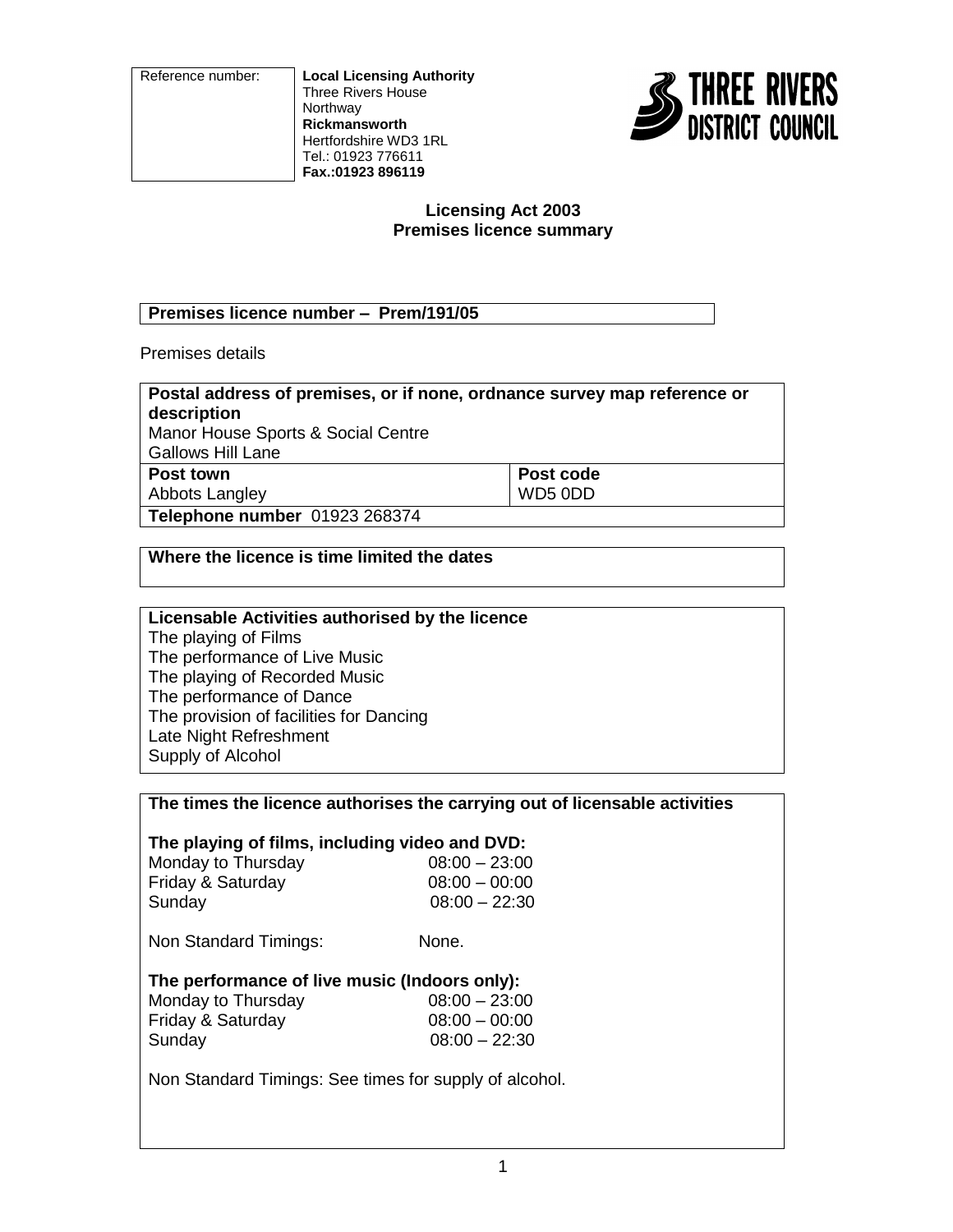| Reference number: | **Local Licensing Authority**<br>Three Rivers House<br>Northway<br>**Rickmansworth**<br>Hertfordshire WD3 1RL<br>Tel.: 01923 776611<br>**Fax.:01923 896119** |
|---|---|

THREE RIVERS DISTRICT COUNCIL

**Licensing Act 2003**
**Premises licence summary**

**Premises licence number – Prem/191/05**

Premises details

| **Postal address of premises, or if none, ordnance survey map reference or description**<br>Manor House Sports & Social Centre<br>Gallows Hill Lane | |
|---|---|
| **Post town**<br>Abbots Langley | **Post code**<br>WD5 0DD |
| **Telephone number** 01923 268374 | |

**Where the licence is time limited the dates**

**Licensable Activities authorised by the licence**

The playing of Films
The performance of Live Music
The playing of Recorded Music
The performance of Dance
The provision of facilities for Dancing
Late Night Refreshment
Supply of Alcohol

**The times the licence authorises the carrying out of licensable activities**

**The playing of films, including video and DVD:**

| | |
|---|---|
| Monday to Thursday | 08:00 – 23:00 |
| Friday & Saturday | 08:00 – 00:00 |
| Sunday | 08:00 – 22:30 |

Non Standard Timings: None.

**The performance of live music (Indoors only):**

| | |
|---|---|
| Monday to Thursday | 08:00 – 23:00 |
| Friday & Saturday | 08:00 – 00:00 |
| Sunday | 08:00 – 22:30 |

Non Standard Timings: See times for supply of alcohol.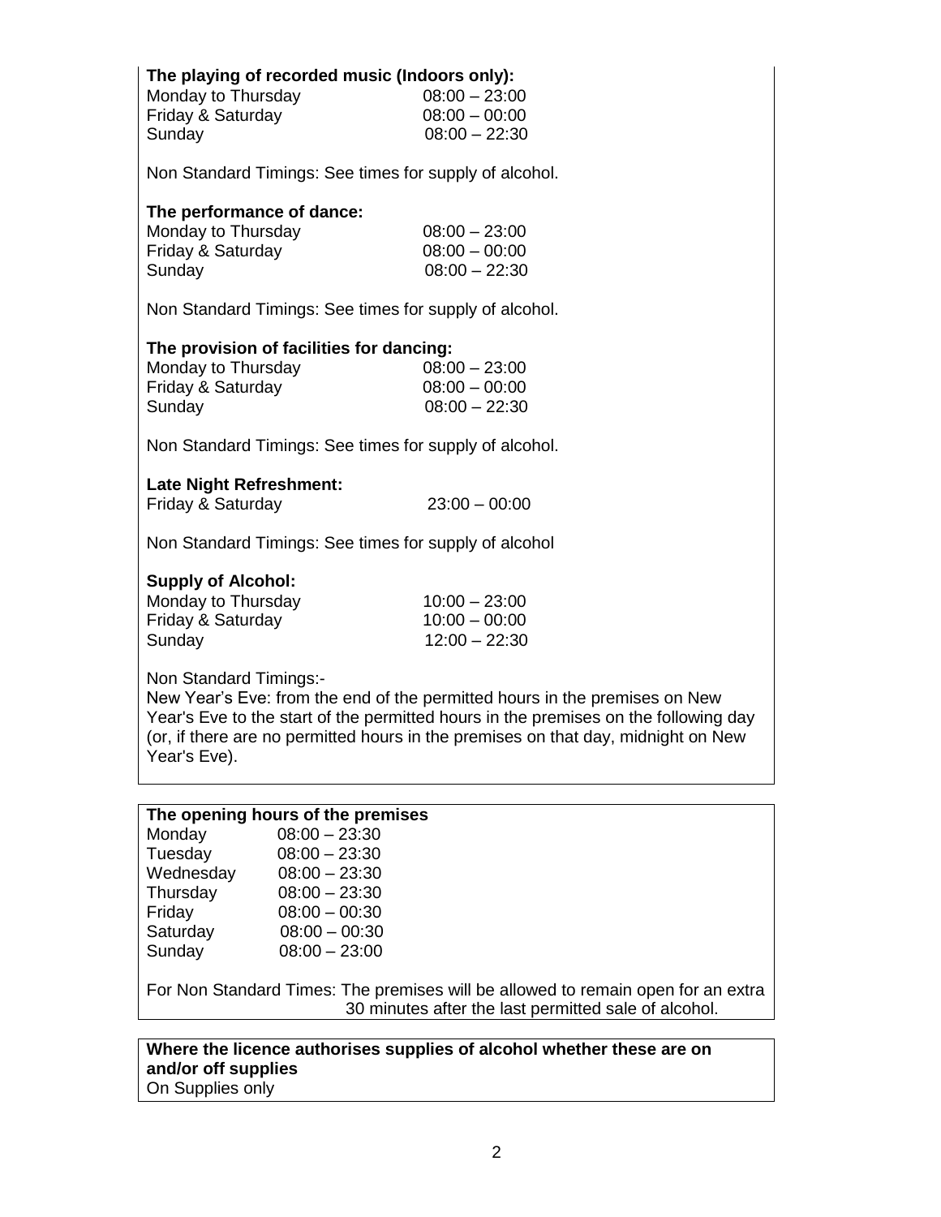**The playing of recorded music (Indoors only):**

| | |
|---|---|
| Monday to Thursday | 08:00 – 23:00 |
| Friday & Saturday | 08:00 – 00:00 |
| Sunday | 08:00 – 22:30 |

Non Standard Timings: See times for supply of alcohol.

**The performance of dance:**

| | |
|---|---|
| Monday to Thursday | 08:00 – 23:00 |
| Friday & Saturday | 08:00 – 00:00 |
| Sunday | 08:00 – 22:30 |

Non Standard Timings: See times for supply of alcohol.

**The provision of facilities for dancing:**

| | |
|---|---|
| Monday to Thursday | 08:00 – 23:00 |
| Friday & Saturday | 08:00 – 00:00 |
| Sunday | 08:00 – 22:30 |

Non Standard Timings: See times for supply of alcohol.

**Late Night Refreshment:**

| | |
|---|---|
| Friday & Saturday | 23:00 – 00:00 |

Non Standard Timings: See times for supply of alcohol

**Supply of Alcohol:**

| | |
|---|---|
| Monday to Thursday | 10:00 – 23:00 |
| Friday & Saturday | 10:00 – 00:00 |
| Sunday | 12:00 – 22:30 |

Non Standard Timings:-
New Year's Eve: from the end of the permitted hours in the premises on New Year's Eve to the start of the permitted hours in the premises on the following day (or, if there are no permitted hours in the premises on that day, midnight on New Year's Eve).

**The opening hours of the premises**

| | |
|---|---|
| Monday | 08:00 – 23:30 |
| Tuesday | 08:00 – 23:30 |
| Wednesday | 08:00 – 23:30 |
| Thursday | 08:00 – 23:30 |
| Friday | 08:00 – 00:30 |
| Saturday | 08:00 – 00:30 |
| Sunday | 08:00 – 23:00 |

For Non Standard Times: The premises will be allowed to remain open for an extra 30 minutes after the last permitted sale of alcohol.

**Where the licence authorises supplies of alcohol whether these are on and/or off supplies**

On Supplies only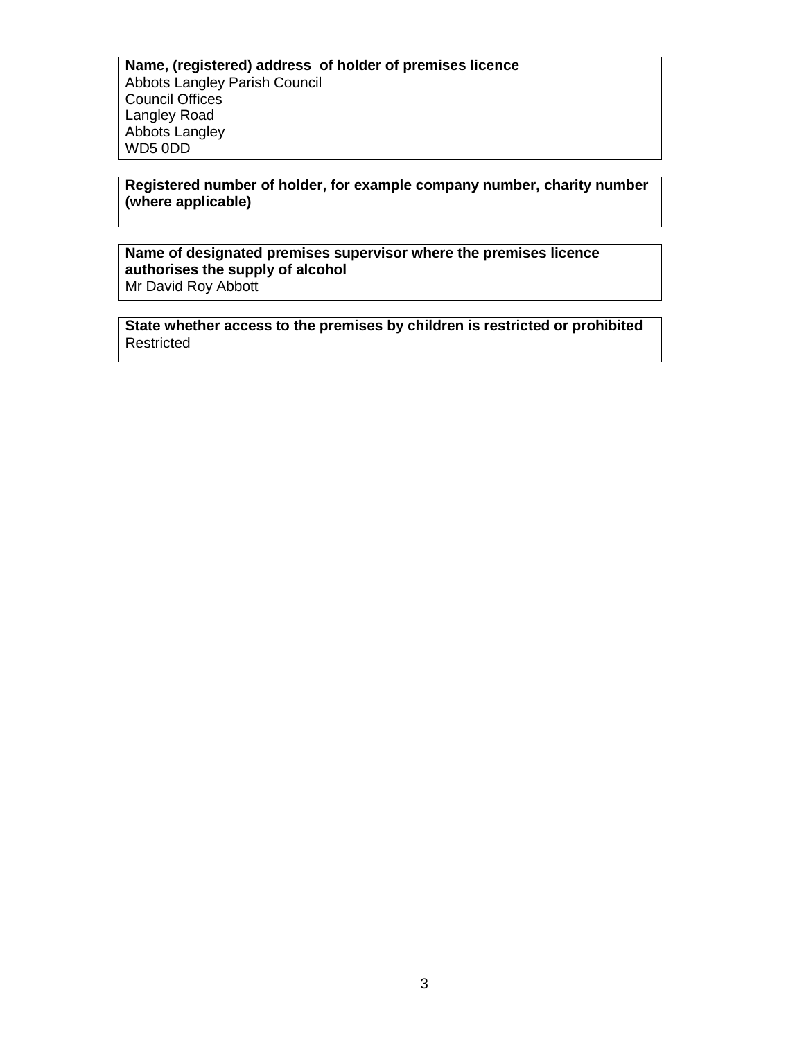**Name, (registered) address of holder of premises licence**
Abbots Langley Parish Council
Council Offices
Langley Road
Abbots Langley
WD5 0DD

**Registered number of holder, for example company number, charity number (where applicable)**

**Name of designated premises supervisor where the premises licence authorises the supply of alcohol**
Mr David Roy Abbott

**State whether access to the premises by children is restricted or prohibited**
Restricted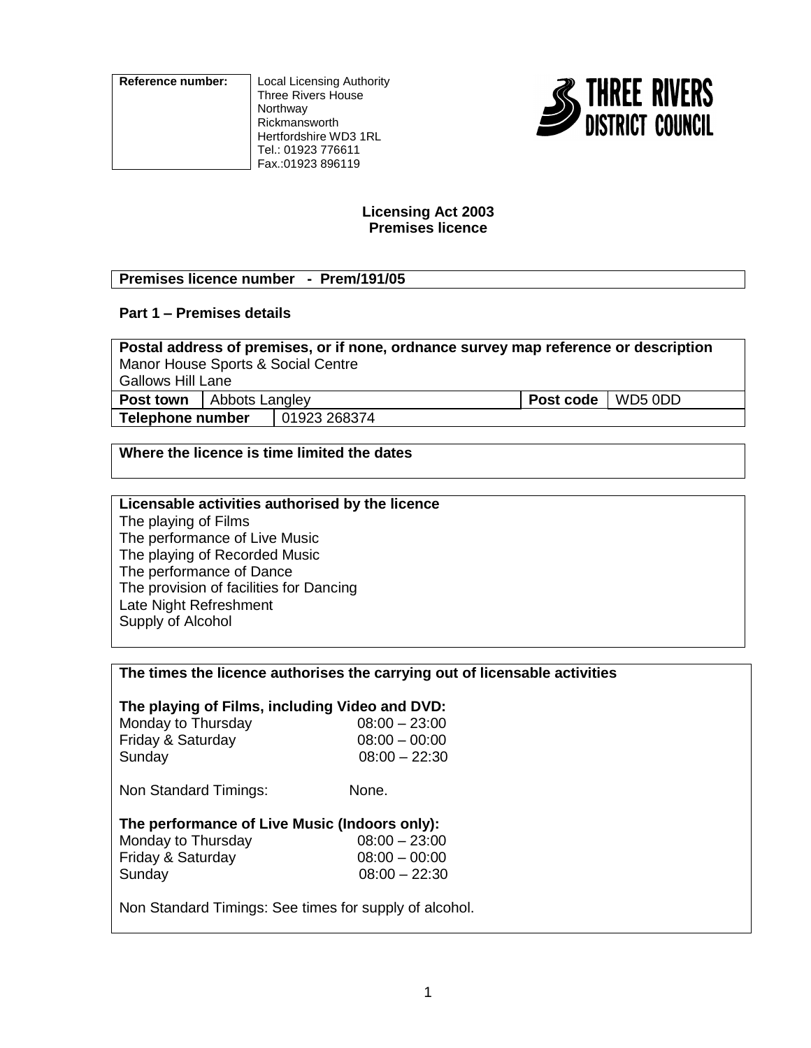| Reference number: | Local Licensing Authority<br>Three Rivers House<br>Northway<br>Rickmansworth<br>Hertfordshire WD3 1RL<br>Tel.: 01923 776611<br>Fax.:01923 896119 |
|---|---|

THREE RIVERS DISTRICT COUNCIL

**Licensing Act 2003**
**Premises licence**

| **Premises licence number - Prem/191/05** |
|---|

## Part 1 – Premises details

| **Postal address of premises, or if none, ordnance survey map reference or description** | | | |
|---|---|---|---|
| Manor House Sports & Social Centre<br>Gallows Hill Lane | | | |
| **Post town** | Abbots Langley | **Post code** | WD5 0DD |
| **Telephone number** | 01923 268374 | | |

| **Where the licence is time limited the dates** |
|---|
| |

**Licensable activities authorised by the licence**

The playing of Films
The performance of Live Music
The playing of Recorded Music
The performance of Dance
The provision of facilities for Dancing
Late Night Refreshment
Supply of Alcohol

**The times the licence authorises the carrying out of licensable activities**

**The playing of Films, including Video and DVD:**

| | |
|---|---|
| Monday to Thursday | 08:00 – 23:00 |
| Friday & Saturday | 08:00 – 00:00 |
| Sunday | 08:00 – 22:30 |

Non Standard Timings: None.

**The performance of Live Music (Indoors only):**

| | |
|---|---|
| Monday to Thursday | 08:00 – 23:00 |
| Friday & Saturday | 08:00 – 00:00 |
| Sunday | 08:00 – 22:30 |

Non Standard Timings: See times for supply of alcohol.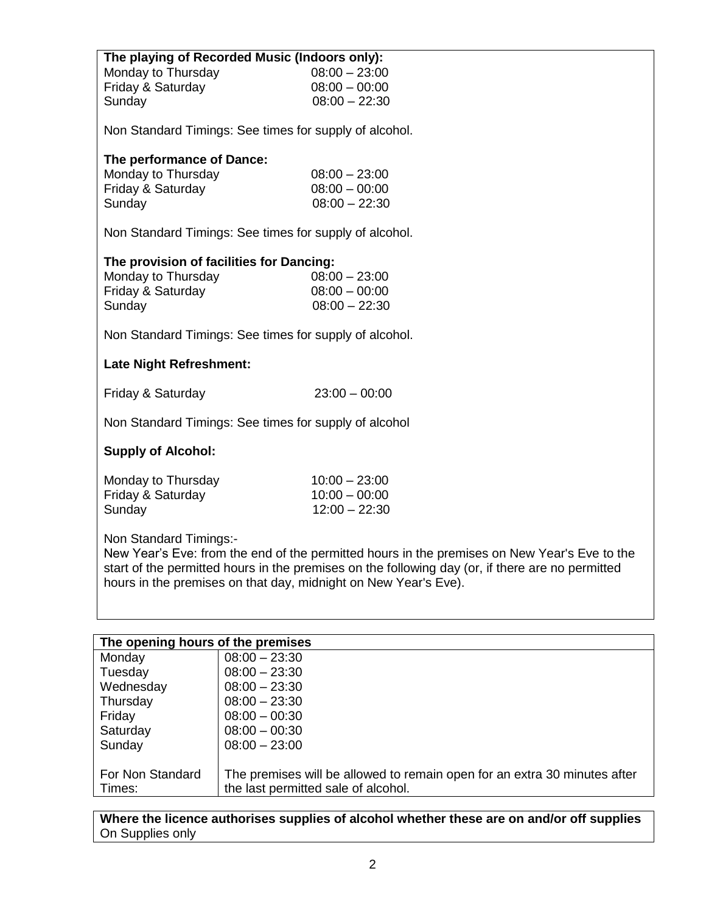**The playing of Recorded Music (Indoors only):**

| | |
|---|---|
| Monday to Thursday | 08:00 – 23:00 |
| Friday & Saturday | 08:00 – 00:00 |
| Sunday | 08:00 – 22:30 |

Non Standard Timings: See times for supply of alcohol.

**The performance of Dance:**

| | |
|---|---|
| Monday to Thursday | 08:00 – 23:00 |
| Friday & Saturday | 08:00 – 00:00 |
| Sunday | 08:00 – 22:30 |

Non Standard Timings: See times for supply of alcohol.

**The provision of facilities for Dancing:**

| | |
|---|---|
| Monday to Thursday | 08:00 – 23:00 |
| Friday & Saturday | 08:00 – 00:00 |
| Sunday | 08:00 – 22:30 |

Non Standard Timings: See times for supply of alcohol.

**Late Night Refreshment:**

| | |
|---|---|
| Friday & Saturday | 23:00 – 00:00 |

Non Standard Timings: See times for supply of alcohol

**Supply of Alcohol:**

| | |
|---|---|
| Monday to Thursday | 10:00 – 23:00 |
| Friday & Saturday | 10:00 – 00:00 |
| Sunday | 12:00 – 22:30 |

Non Standard Timings:-
New Year's Eve: from the end of the permitted hours in the premises on New Year's Eve to the start of the permitted hours in the premises on the following day (or, if there are no permitted hours in the premises on that day, midnight on New Year's Eve).

| The opening hours of the premises | |
|---|---|
| Monday | 08:00 – 23:30 |
| Tuesday | 08:00 – 23:30 |
| Wednesday | 08:00 – 23:30 |
| Thursday | 08:00 – 23:30 |
| Friday | 08:00 – 00:30 |
| Saturday | 08:00 – 00:30 |
| Sunday | 08:00 – 23:00 |
| For Non Standard Times: | The premises will be allowed to remain open for an extra 30 minutes after the last permitted sale of alcohol. |

**Where the licence authorises supplies of alcohol whether these are on and/or off supplies**
On Supplies only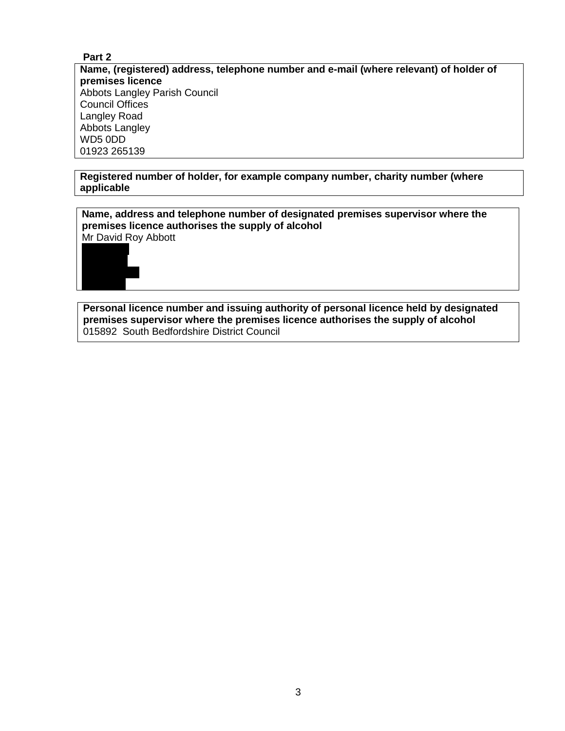## Part 2

**Name, (registered) address, telephone number and e-mail (where relevant) of holder of premises licence**
Abbots Langley Parish Council
Council Offices
Langley Road
Abbots Langley
WD5 0DD
01923 265139

**Registered number of holder, for example company number, charity number (where applicable**

**Name, address and telephone number of designated premises supervisor where the premises licence authorises the supply of alcohol**
Mr David Roy Abbott

**Personal licence number and issuing authority of personal licence held by designated premises supervisor where the premises licence authorises the supply of alcohol**
015892 South Bedfordshire District Council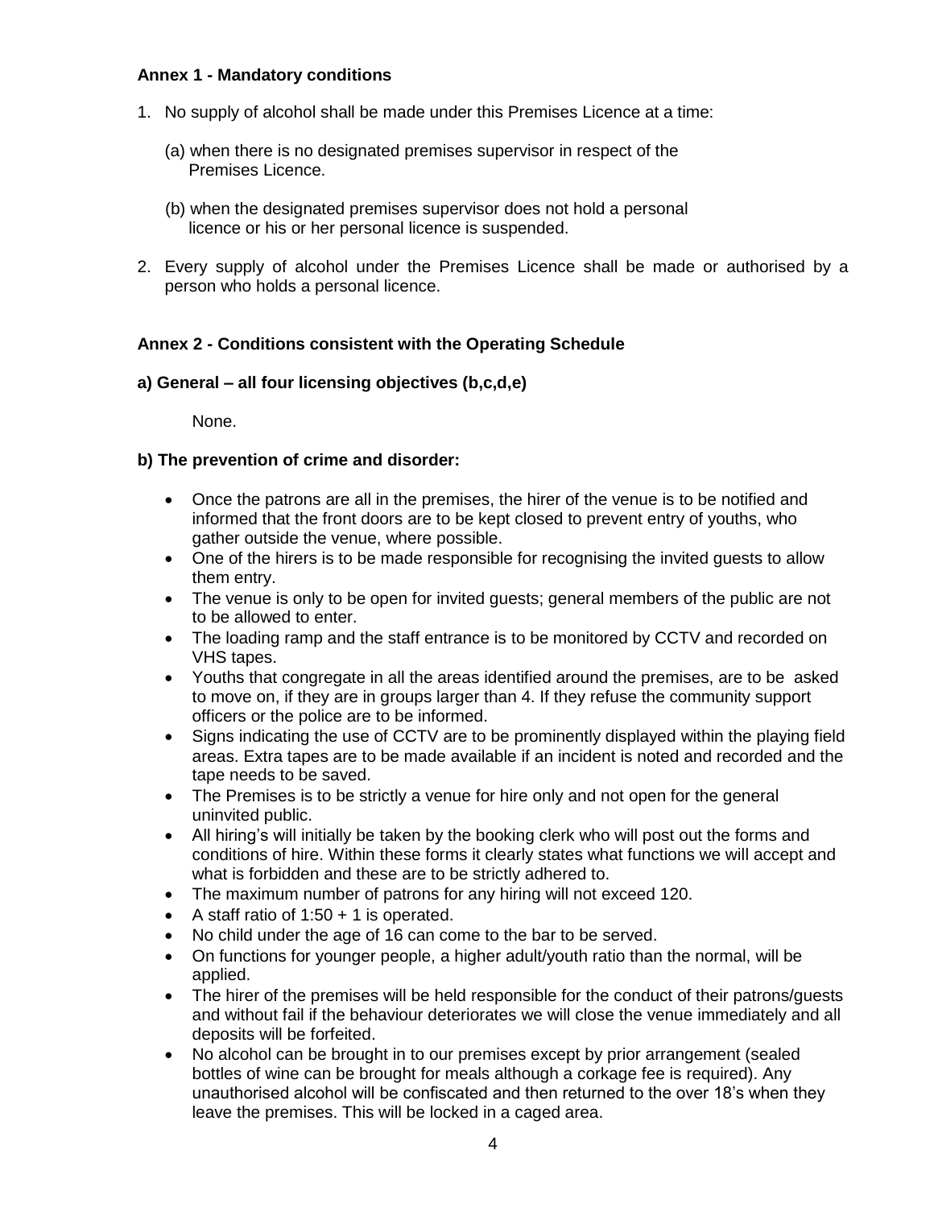**Annex 1 - Mandatory conditions**

1. No supply of alcohol shall be made under this Premises Licence at a time:

   (a) when there is no designated premises supervisor in respect of the Premises Licence.

   (b) when the designated premises supervisor does not hold a personal licence or his or her personal licence is suspended.

2. Every supply of alcohol under the Premises Licence shall be made or authorised by a person who holds a personal licence.

**Annex 2 - Conditions consistent with the Operating Schedule**

**a) General – all four licensing objectives (b,c,d,e)**

None.

**b) The prevention of crime and disorder:**

- Once the patrons are all in the premises, the hirer of the venue is to be notified and informed that the front doors are to be kept closed to prevent entry of youths, who gather outside the venue, where possible.
- One of the hirers is to be made responsible for recognising the invited guests to allow them entry.
- The venue is only to be open for invited guests; general members of the public are not to be allowed to enter.
- The loading ramp and the staff entrance is to be monitored by CCTV and recorded on VHS tapes.
- Youths that congregate in all the areas identified around the premises, are to be asked to move on, if they are in groups larger than 4. If they refuse the community support officers or the police are to be informed.
- Signs indicating the use of CCTV are to be prominently displayed within the playing field areas. Extra tapes are to be made available if an incident is noted and recorded and the tape needs to be saved.
- The Premises is to be strictly a venue for hire only and not open for the general uninvited public.
- All hiring's will initially be taken by the booking clerk who will post out the forms and conditions of hire. Within these forms it clearly states what functions we will accept and what is forbidden and these are to be strictly adhered to.
- The maximum number of patrons for any hiring will not exceed 120.
- A staff ratio of 1:50 + 1 is operated.
- No child under the age of 16 can come to the bar to be served.
- On functions for younger people, a higher adult/youth ratio than the normal, will be applied.
- The hirer of the premises will be held responsible for the conduct of their patrons/guests and without fail if the behaviour deteriorates we will close the venue immediately and all deposits will be forfeited.
- No alcohol can be brought in to our premises except by prior arrangement (sealed bottles of wine can be brought for meals although a corkage fee is required). Any unauthorised alcohol will be confiscated and then returned to the over 18's when they leave the premises. This will be locked in a caged area.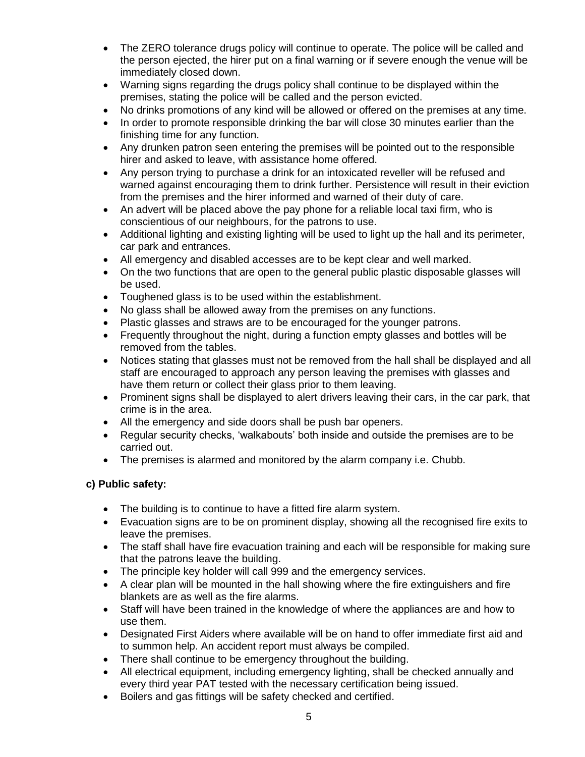- The ZERO tolerance drugs policy will continue to operate. The police will be called and the person ejected, the hirer put on a final warning or if severe enough the venue will be immediately closed down.
- Warning signs regarding the drugs policy shall continue to be displayed within the premises, stating the police will be called and the person evicted.
- No drinks promotions of any kind will be allowed or offered on the premises at any time.
- In order to promote responsible drinking the bar will close 30 minutes earlier than the finishing time for any function.
- Any drunken patron seen entering the premises will be pointed out to the responsible hirer and asked to leave, with assistance home offered.
- Any person trying to purchase a drink for an intoxicated reveller will be refused and warned against encouraging them to drink further. Persistence will result in their eviction from the premises and the hirer informed and warned of their duty of care.
- An advert will be placed above the pay phone for a reliable local taxi firm, who is conscientious of our neighbours, for the patrons to use.
- Additional lighting and existing lighting will be used to light up the hall and its perimeter, car park and entrances.
- All emergency and disabled accesses are to be kept clear and well marked.
- On the two functions that are open to the general public plastic disposable glasses will be used.
- Toughened glass is to be used within the establishment.
- No glass shall be allowed away from the premises on any functions.
- Plastic glasses and straws are to be encouraged for the younger patrons.
- Frequently throughout the night, during a function empty glasses and bottles will be removed from the tables.
- Notices stating that glasses must not be removed from the hall shall be displayed and all staff are encouraged to approach any person leaving the premises with glasses and have them return or collect their glass prior to them leaving.
- Prominent signs shall be displayed to alert drivers leaving their cars, in the car park, that crime is in the area.
- All the emergency and side doors shall be push bar openers.
- Regular security checks, 'walkabouts' both inside and outside the premises are to be carried out.
- The premises is alarmed and monitored by the alarm company i.e. Chubb.

**c) Public safety:**

- The building is to continue to have a fitted fire alarm system.
- Evacuation signs are to be on prominent display, showing all the recognised fire exits to leave the premises.
- The staff shall have fire evacuation training and each will be responsible for making sure that the patrons leave the building.
- The principle key holder will call 999 and the emergency services.
- A clear plan will be mounted in the hall showing where the fire extinguishers and fire blankets are as well as the fire alarms.
- Staff will have been trained in the knowledge of where the appliances are and how to use them.
- Designated First Aiders where available will be on hand to offer immediate first aid and to summon help. An accident report must always be compiled.
- There shall continue to be emergency throughout the building.
- All electrical equipment, including emergency lighting, shall be checked annually and every third year PAT tested with the necessary certification being issued.
- Boilers and gas fittings will be safety checked and certified.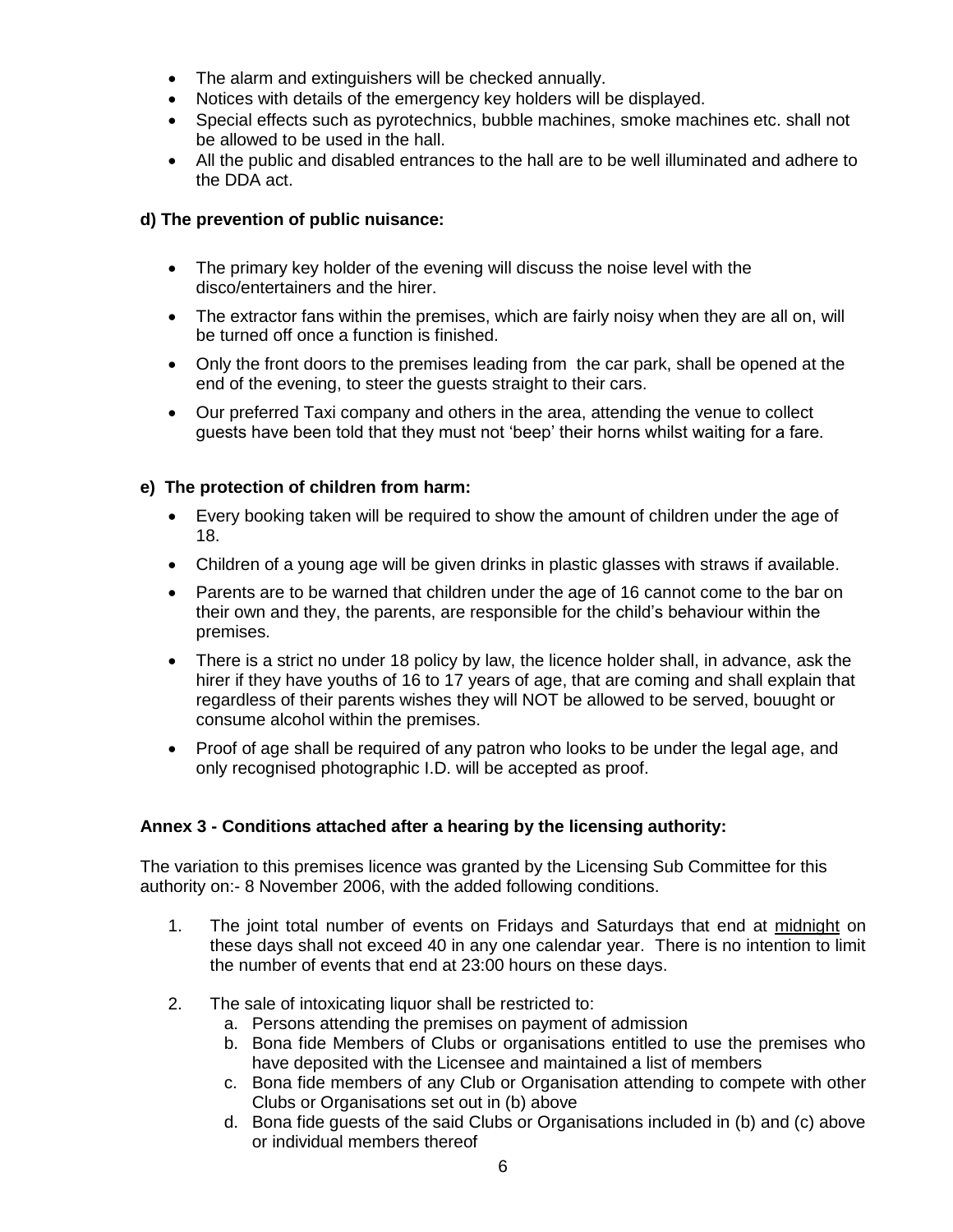- The alarm and extinguishers will be checked annually.
- Notices with details of the emergency key holders will be displayed.
- Special effects such as pyrotechnics, bubble machines, smoke machines etc. shall not be allowed to be used in the hall.
- All the public and disabled entrances to the hall are to be well illuminated and adhere to the DDA act.

**d) The prevention of public nuisance:**

- The primary key holder of the evening will discuss the noise level with the disco/entertainers and the hirer.
- The extractor fans within the premises, which are fairly noisy when they are all on, will be turned off once a function is finished.
- Only the front doors to the premises leading from the car park, shall be opened at the end of the evening, to steer the guests straight to their cars.
- Our preferred Taxi company and others in the area, attending the venue to collect guests have been told that they must not 'beep' their horns whilst waiting for a fare.

**e) The protection of children from harm:**

- Every booking taken will be required to show the amount of children under the age of 18.
- Children of a young age will be given drinks in plastic glasses with straws if available.
- Parents are to be warned that children under the age of 16 cannot come to the bar on their own and they, the parents, are responsible for the child's behaviour within the premises.
- There is a strict no under 18 policy by law, the licence holder shall, in advance, ask the hirer if they have youths of 16 to 17 years of age, that are coming and shall explain that regardless of their parents wishes they will NOT be allowed to be served, bouught or consume alcohol within the premises.
- Proof of age shall be required of any patron who looks to be under the legal age, and only recognised photographic I.D. will be accepted as proof.

**Annex 3 - Conditions attached after a hearing by the licensing authority:**

The variation to this premises licence was granted by the Licensing Sub Committee for this authority on:- 8 November 2006, with the added following conditions.

1. The joint total number of events on Fridays and Saturdays that end at midnight on these days shall not exceed 40 in any one calendar year. There is no intention to limit the number of events that end at 23:00 hours on these days.
2. The sale of intoxicating liquor shall be restricted to:
   a. Persons attending the premises on payment of admission
   b. Bona fide Members of Clubs or organisations entitled to use the premises who have deposited with the Licensee and maintained a list of members
   c. Bona fide members of any Club or Organisation attending to compete with other Clubs or Organisations set out in (b) above
   d. Bona fide guests of the said Clubs or Organisations included in (b) and (c) above or individual members thereof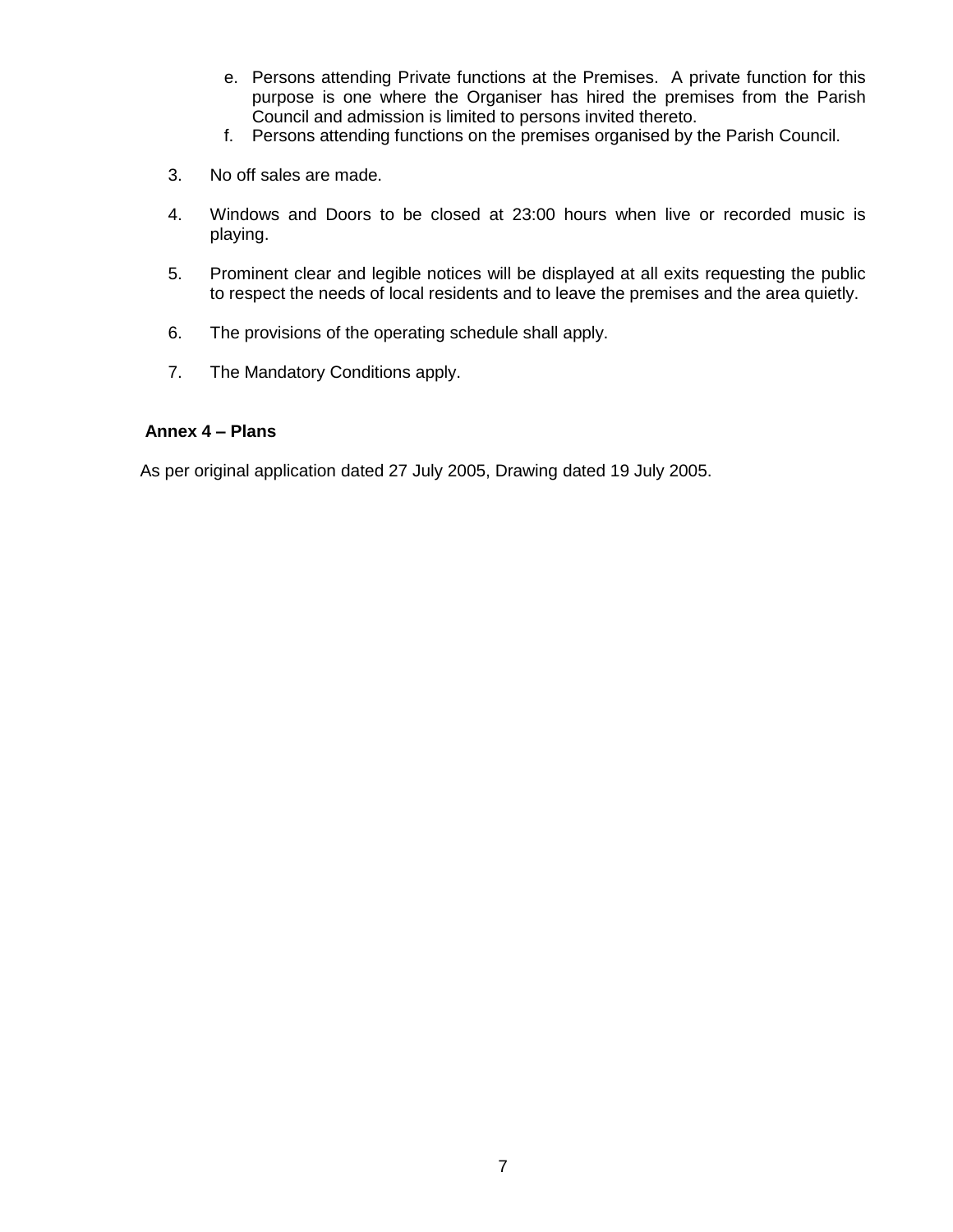e. Persons attending Private functions at the Premises. A private function for this purpose is one where the Organiser has hired the premises from the Parish Council and admission is limited to persons invited thereto.
   f. Persons attending functions on the premises organised by the Parish Council.

3. No off sales are made.

4. Windows and Doors to be closed at 23:00 hours when live or recorded music is playing.

5. Prominent clear and legible notices will be displayed at all exits requesting the public to respect the needs of local residents and to leave the premises and the area quietly.

6. The provisions of the operating schedule shall apply.

7. The Mandatory Conditions apply.

**Annex 4 – Plans**

As per original application dated 27 July 2005, Drawing dated 19 July 2005.